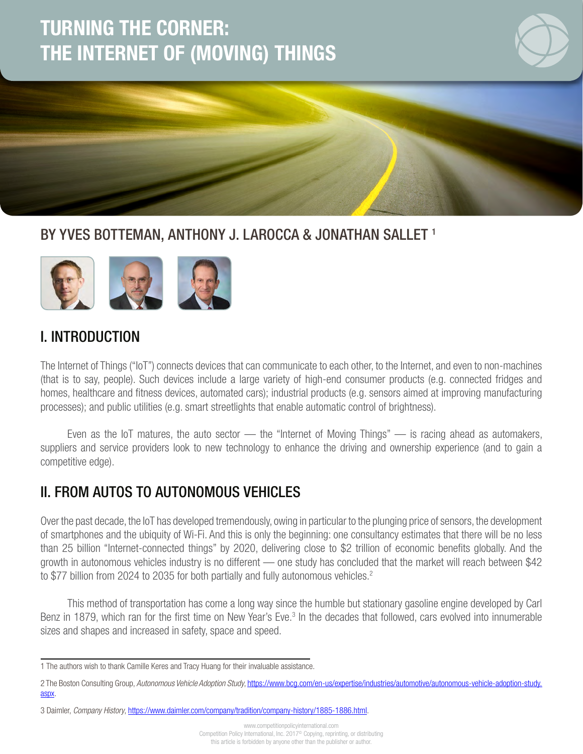# TURNING THE CORNER: THE INTERNET OF (MOVING) THINGS

## BY YVES BOTTEMAN, ANTHONY J. LAROCCA & JONATHAN SALLET [1]

## I. INTRODUCTION

The Internet of Things ("IoT") connects devices that can communicate to each other, to the Internet, and even to non-machines (that is to say, people). Such devices include a large variety of high-end consumer products (e.g. connected fridges and homes, healthcare and fitness devices, automated cars); industrial products (e.g. sensors aimed at improving manufacturing processes); and public utilities (e.g. smart streetlights that enable automatic control of brightness).

Even as the IoT matures, the auto sector — the "Internet of Moving Things" — is racing ahead as automakers, suppliers and service providers look to new technology to enhance the driving and ownership experience (and to gain a competitive edge).

## II. FROM AUTOS TO AUTONOMOUS VEHICLES

Over the past decade, the IoT has developed tremendously, owing in particular to the plunging price of sensors, the development of smartphones and the ubiquity of Wi-Fi. And this is only the beginning: one consultancy estimates that there will be no less than 25 billion "Internet-connected things" by 2020, delivering close to $2 trillion of economic benefits globally. And the growth in autonomous vehicles industry is no different — one study has concluded that the market will reach between $42 to $77 billion from 2024 to 2035 for both partially and fully autonomous vehicles.[2]

This method of transportation has come a long way since the humble but stationary gasoline engine developed by Carl Benz in 1879, which ran for the first time on New Year's Eve.[3] In the decades that followed, cars evolved into innumerable sizes and shapes and increased in safety, space and speed.

---

1 The authors wish to thank Camille Keres and Tracy Huang for their invaluable assistance.

2 The Boston Consulting Group, *Autonomous Vehicle Adoption Study*, https://www.bcg.com/en-us/expertise/industries/automotive/autonomous-vehicle-adoption-study.aspx.

3 Daimler, *Company History*, https://www.daimler.com/company/tradition/company-history/1885-1886.html.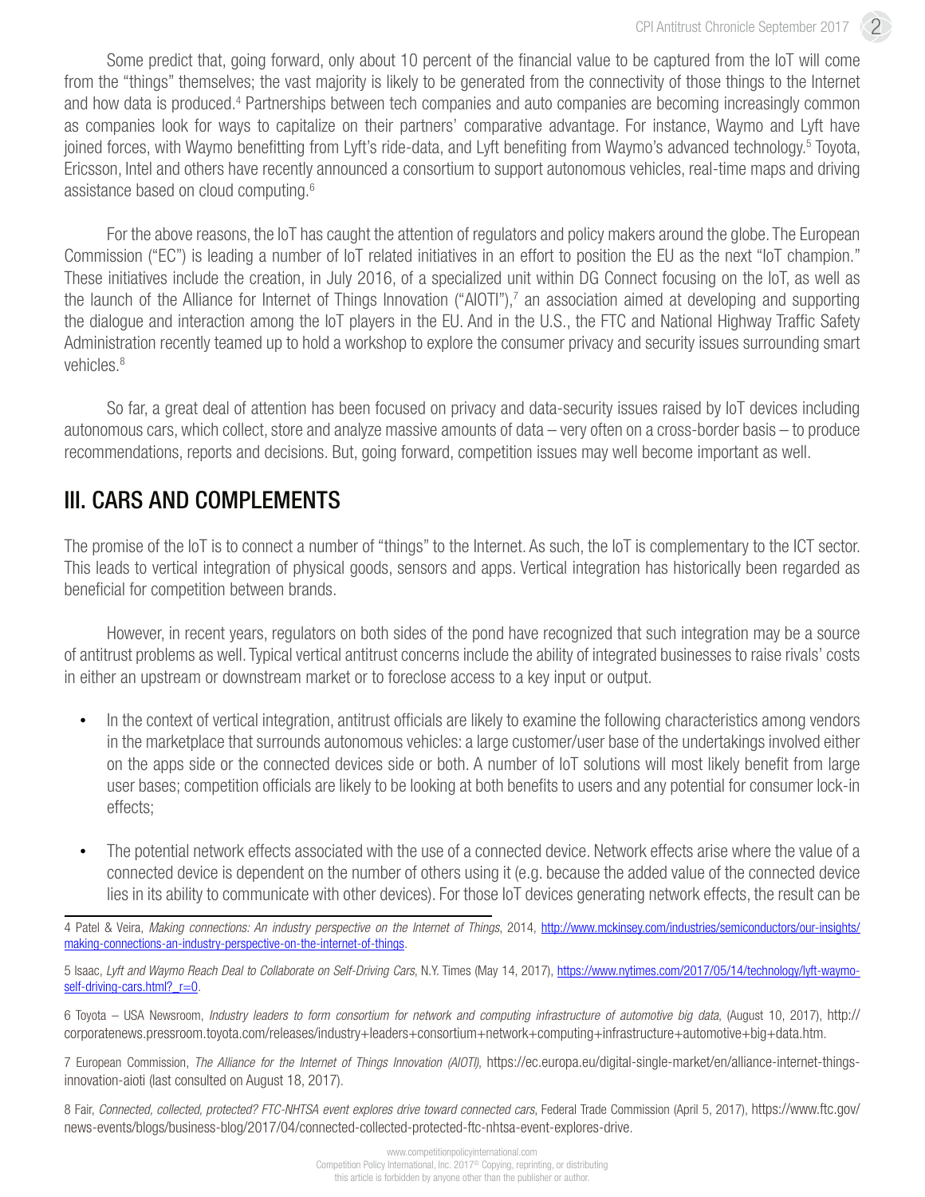Some predict that, going forward, only about 10 percent of the financial value to be captured from the IoT will come from the "things" themselves; the vast majority is likely to be generated from the connectivity of those things to the Internet and how data is produced.[4] Partnerships between tech companies and auto companies are becoming increasingly common as companies look for ways to capitalize on their partners' comparative advantage. For instance, Waymo and Lyft have joined forces, with Waymo benefitting from Lyft's ride-data, and Lyft benefiting from Waymo's advanced technology.[5] Toyota, Ericsson, Intel and others have recently announced a consortium to support autonomous vehicles, real-time maps and driving assistance based on cloud computing.[6]

For the above reasons, the IoT has caught the attention of regulators and policy makers around the globe. The European Commission ("EC") is leading a number of IoT related initiatives in an effort to position the EU as the next "IoT champion." These initiatives include the creation, in July 2016, of a specialized unit within DG Connect focusing on the IoT, as well as the launch of the Alliance for Internet of Things Innovation ("AIOTI"),[7] an association aimed at developing and supporting the dialogue and interaction among the IoT players in the EU. And in the U.S., the FTC and National Highway Traffic Safety Administration recently teamed up to hold a workshop to explore the consumer privacy and security issues surrounding smart vehicles.[8]

So far, a great deal of attention has been focused on privacy and data-security issues raised by IoT devices including autonomous cars, which collect, store and analyze massive amounts of data – very often on a cross-border basis – to produce recommendations, reports and decisions. But, going forward, competition issues may well become important as well.

## III. CARS AND COMPLEMENTS

The promise of the IoT is to connect a number of "things" to the Internet. As such, the IoT is complementary to the ICT sector. This leads to vertical integration of physical goods, sensors and apps. Vertical integration has historically been regarded as beneficial for competition between brands.

However, in recent years, regulators on both sides of the pond have recognized that such integration may be a source of antitrust problems as well. Typical vertical antitrust concerns include the ability of integrated businesses to raise rivals' costs in either an upstream or downstream market or to foreclose access to a key input or output.

- In the context of vertical integration, antitrust officials are likely to examine the following characteristics among vendors in the marketplace that surrounds autonomous vehicles: a large customer/user base of the undertakings involved either on the apps side or the connected devices side or both. A number of IoT solutions will most likely benefit from large user bases; competition officials are likely to be looking at both benefits to users and any potential for consumer lock-in effects;

- The potential network effects associated with the use of a connected device. Network effects arise where the value of a connected device is dependent on the number of others using it (e.g. because the added value of the connected device lies in its ability to communicate with other devices). For those IoT devices generating network effects, the result can be

---

4 Patel & Veira, *Making connections: An industry perspective on the Internet of Things*, 2014, http://www.mckinsey.com/industries/semiconductors/our-insights/making-connections-an-industry-perspective-on-the-internet-of-things.

5 Isaac, *Lyft and Waymo Reach Deal to Collaborate on Self-Driving Cars*, N.Y. Times (May 14, 2017), https://www.nytimes.com/2017/05/14/technology/lyft-waymo-self-driving-cars.html?_r=0.

6 Toyota – USA Newsroom, *Industry leaders to form consortium for network and computing infrastructure of automotive big data*, (August 10, 2017), http://corporatenews.pressroom.toyota.com/releases/industry+leaders+consortium+network+computing+infrastructure+automotive+big+data.htm.

7 European Commission, *The Alliance for the Internet of Things Innovation (AIOTI)*, https://ec.europa.eu/digital-single-market/en/alliance-internet-things-innovation-aioti (last consulted on August 18, 2017).

8 Fair, *Connected, collected, protected? FTC-NHTSA event explores drive toward connected cars*, Federal Trade Commission (April 5, 2017), https://www.ftc.gov/news-events/blogs/business-blog/2017/04/connected-collected-protected-ftc-nhtsa-event-explores-drive.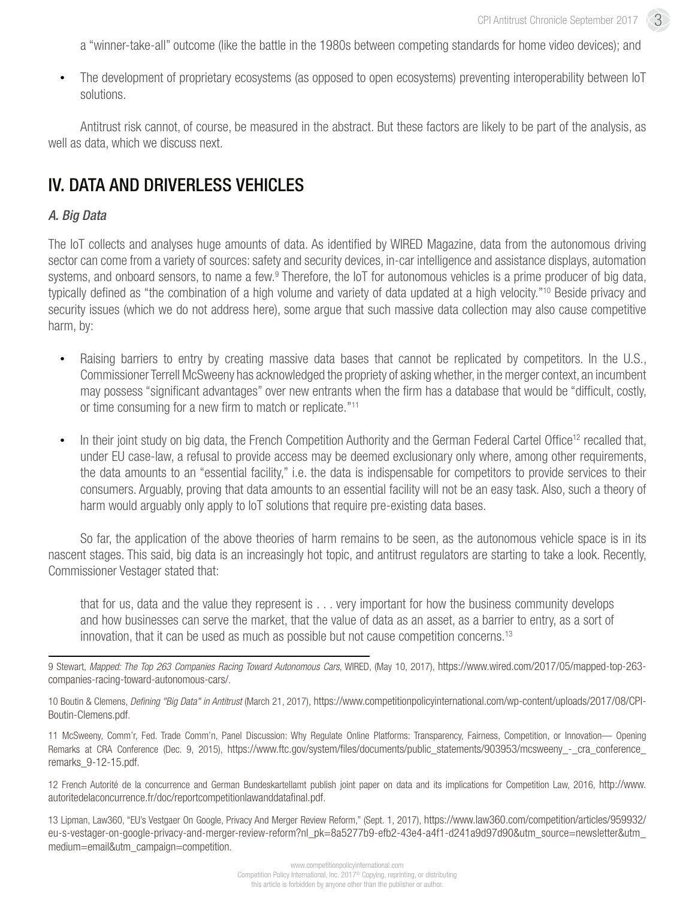a "winner-take-all" outcome (like the battle in the 1980s between competing standards for home video devices); and

- The development of proprietary ecosystems (as opposed to open ecosystems) preventing interoperability between IoT solutions.

Antitrust risk cannot, of course, be measured in the abstract. But these factors are likely to be part of the analysis, as well as data, which we discuss next.

## IV. DATA AND DRIVERLESS VEHICLES

### *A. Big Data*

The IoT collects and analyses huge amounts of data. As identified by WIRED Magazine, data from the autonomous driving sector can come from a variety of sources: safety and security devices, in-car intelligence and assistance displays, automation systems, and onboard sensors, to name a few.[9] Therefore, the IoT for autonomous vehicles is a prime producer of big data, typically defined as "the combination of a high volume and variety of data updated at a high velocity."[10] Beside privacy and security issues (which we do not address here), some argue that such massive data collection may also cause competitive harm, by:

- Raising barriers to entry by creating massive data bases that cannot be replicated by competitors. In the U.S., Commissioner Terrell McSweeny has acknowledged the propriety of asking whether, in the merger context, an incumbent may possess "significant advantages" over new entrants when the firm has a database that would be "difficult, costly, or time consuming for a new firm to match or replicate."[11]

- In their joint study on big data, the French Competition Authority and the German Federal Cartel Office[12] recalled that, under EU case-law, a refusal to provide access may be deemed exclusionary only where, among other requirements, the data amounts to an "essential facility," i.e. the data is indispensable for competitors to provide services to their consumers. Arguably, proving that data amounts to an essential facility will not be an easy task. Also, such a theory of harm would arguably only apply to IoT solutions that require pre-existing data bases.

So far, the application of the above theories of harm remains to be seen, as the autonomous vehicle space is in its nascent stages. This said, big data is an increasingly hot topic, and antitrust regulators are starting to take a look. Recently, Commissioner Vestager stated that:

> that for us, data and the value they represent is . . . very important for how the business community develops and how businesses can serve the market, that the value of data as an asset, as a barrier to entry, as a sort of innovation, that it can be used as much as possible but not cause competition concerns.[13]

---

9 Stewart, *Mapped: The Top 263 Companies Racing Toward Autonomous Cars*, WIRED, (May 10, 2017), https://www.wired.com/2017/05/mapped-top-263-companies-racing-toward-autonomous-cars/.

10 Boutin & Clemens, *Defining "Big Data" in Antitrust* (March 21, 2017), https://www.competitionpolicyinternational.com/wp-content/uploads/2017/08/CPI-Boutin-Clemens.pdf.

11 McSweeny, Comm'r, Fed. Trade Comm'n, Panel Discussion: Why Regulate Online Platforms: Transparency, Fairness, Competition, or Innovation— Opening Remarks at CRA Conference (Dec. 9, 2015), https://www.ftc.gov/system/files/documents/public_statements/903953/mcsweeny_-_cra_conference_remarks_9-12-15.pdf.

12 French Autorité de la concurrence and German Bundeskartellamt publish joint paper on data and its implications for Competition Law, 2016, http://www.autoritedelaconcurrence.fr/doc/reportcompetitionlawanddatafinal.pdf.

13 Lipman, Law360, "EU's Vestgaer On Google, Privacy And Merger Review Reform," (Sept. 1, 2017), https://www.law360.com/competition/articles/959932/eu-s-vestager-on-google-privacy-and-merger-review-reform?nl_pk=8a5277b9-efb2-43e4-a4f1-d241a9d97d90&utm_source=newsletter&utm_medium=email&utm_campaign=competition.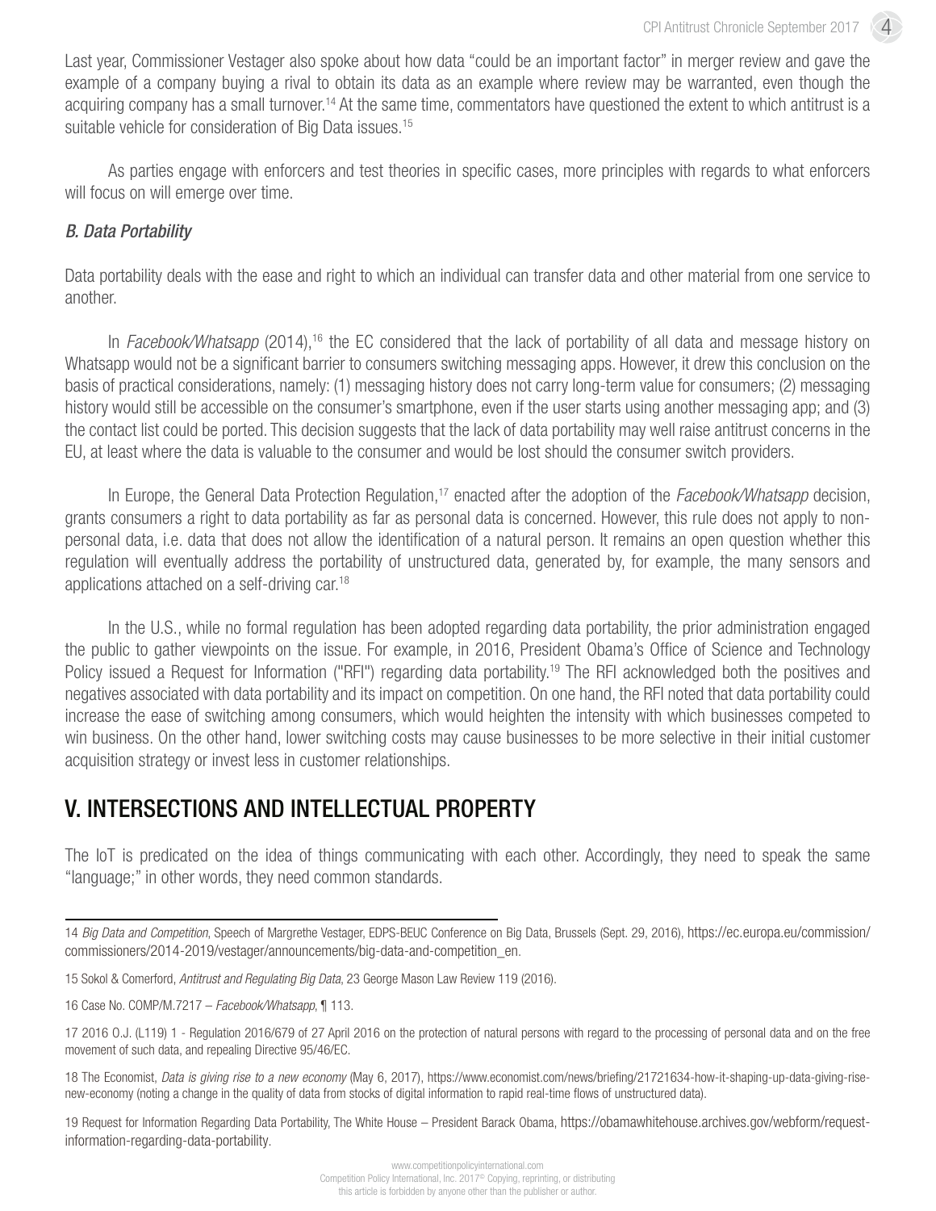Last year, Commissioner Vestager also spoke about how data "could be an important factor" in merger review and gave the example of a company buying a rival to obtain its data as an example where review may be warranted, even though the acquiring company has a small turnover.[14] At the same time, commentators have questioned the extent to which antitrust is a suitable vehicle for consideration of Big Data issues.[15]

As parties engage with enforcers and test theories in specific cases, more principles with regards to what enforcers will focus on will emerge over time.

### *B. Data Portability*

Data portability deals with the ease and right to which an individual can transfer data and other material from one service to another.

In *Facebook/Whatsapp* (2014),[16] the EC considered that the lack of portability of all data and message history on Whatsapp would not be a significant barrier to consumers switching messaging apps. However, it drew this conclusion on the basis of practical considerations, namely: (1) messaging history does not carry long-term value for consumers; (2) messaging history would still be accessible on the consumer's smartphone, even if the user starts using another messaging app; and (3) the contact list could be ported. This decision suggests that the lack of data portability may well raise antitrust concerns in the EU, at least where the data is valuable to the consumer and would be lost should the consumer switch providers.

In Europe, the General Data Protection Regulation,[17] enacted after the adoption of the *Facebook/Whatsapp* decision, grants consumers a right to data portability as far as personal data is concerned. However, this rule does not apply to non-personal data, i.e. data that does not allow the identification of a natural person. It remains an open question whether this regulation will eventually address the portability of unstructured data, generated by, for example, the many sensors and applications attached on a self-driving car.[18]

In the U.S., while no formal regulation has been adopted regarding data portability, the prior administration engaged the public to gather viewpoints on the issue. For example, in 2016, President Obama's Office of Science and Technology Policy issued a Request for Information ("RFI") regarding data portability.[19] The RFI acknowledged both the positives and negatives associated with data portability and its impact on competition. On one hand, the RFI noted that data portability could increase the ease of switching among consumers, which would heighten the intensity with which businesses competed to win business. On the other hand, lower switching costs may cause businesses to be more selective in their initial customer acquisition strategy or invest less in customer relationships.

## V. INTERSECTIONS AND INTELLECTUAL PROPERTY

The IoT is predicated on the idea of things communicating with each other. Accordingly, they need to speak the same "language;" in other words, they need common standards.

---

14 *Big Data and Competition*, Speech of Margrethe Vestager, EDPS-BEUC Conference on Big Data, Brussels (Sept. 29, 2016), https://ec.europa.eu/commission/commissioners/2014-2019/vestager/announcements/big-data-and-competition_en.

15 Sokol & Comerford, *Antitrust and Regulating Big Data*, 23 George Mason Law Review 119 (2016).

16 Case No. COMP/M.7217 – *Facebook/Whatsapp*, ¶ 113.

17 2016 O.J. (L119) 1 - Regulation 2016/679 of 27 April 2016 on the protection of natural persons with regard to the processing of personal data and on the free movement of such data, and repealing Directive 95/46/EC.

18 The Economist, *Data is giving rise to a new economy* (May 6, 2017), https://www.economist.com/news/briefing/21721634-how-it-shaping-up-data-giving-rise-new-economy (noting a change in the quality of data from stocks of digital information to rapid real-time flows of unstructured data).

19 Request for Information Regarding Data Portability, The White House – President Barack Obama, https://obamawhitehouse.archives.gov/webform/request-information-regarding-data-portability.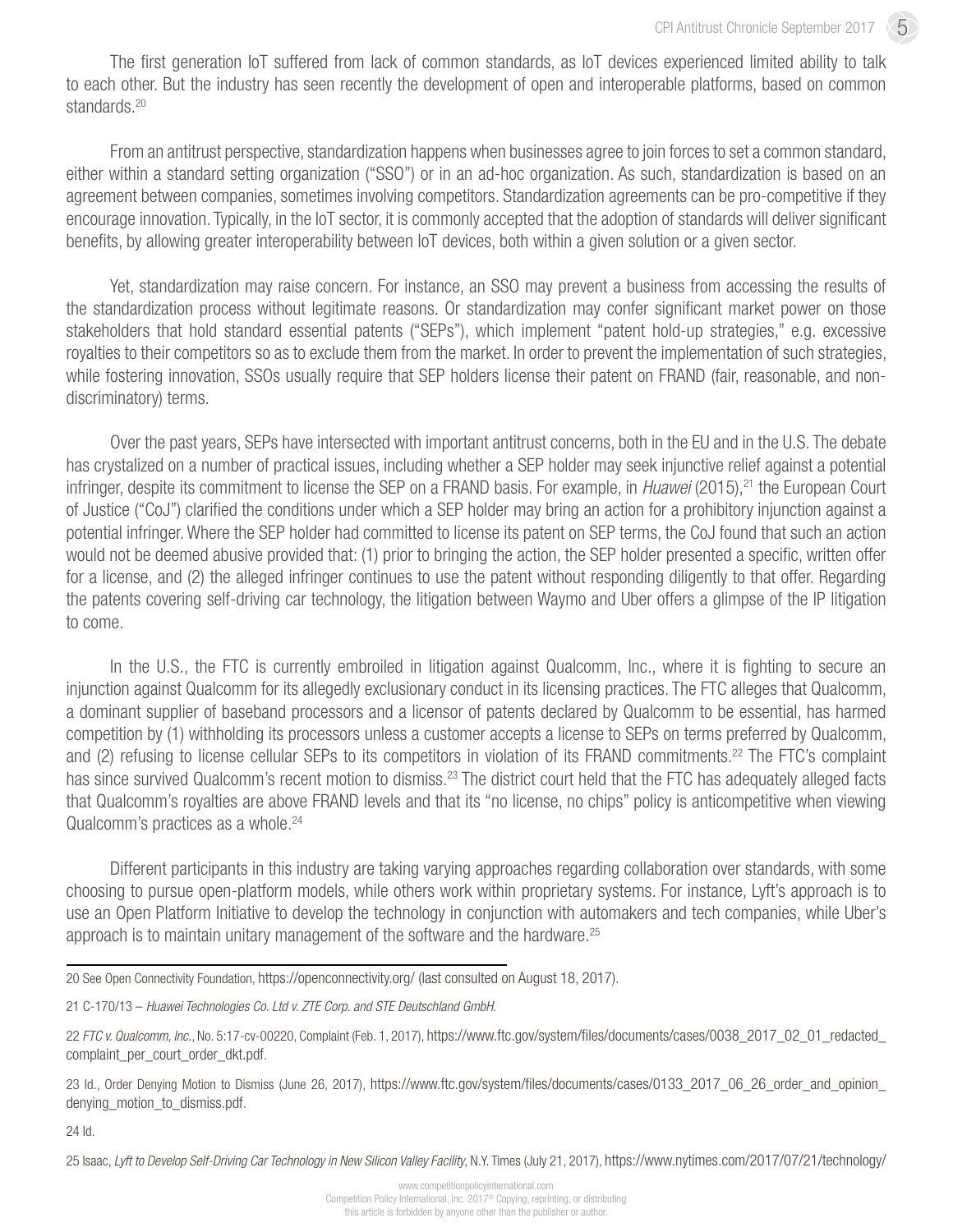The first generation IoT suffered from lack of common standards, as IoT devices experienced limited ability to talk to each other. But the industry has seen recently the development of open and interoperable platforms, based on common standards.[20]

From an antitrust perspective, standardization happens when businesses agree to join forces to set a common standard, either within a standard setting organization ("SSO") or in an ad-hoc organization. As such, standardization is based on an agreement between companies, sometimes involving competitors. Standardization agreements can be pro-competitive if they encourage innovation. Typically, in the IoT sector, it is commonly accepted that the adoption of standards will deliver significant benefits, by allowing greater interoperability between IoT devices, both within a given solution or a given sector.

Yet, standardization may raise concern. For instance, an SSO may prevent a business from accessing the results of the standardization process without legitimate reasons. Or standardization may confer significant market power on those stakeholders that hold standard essential patents ("SEPs"), which implement "patent hold-up strategies," e.g. excessive royalties to their competitors so as to exclude them from the market. In order to prevent the implementation of such strategies, while fostering innovation, SSOs usually require that SEP holders license their patent on FRAND (fair, reasonable, and non-discriminatory) terms.

Over the past years, SEPs have intersected with important antitrust concerns, both in the EU and in the U.S. The debate has crystalized on a number of practical issues, including whether a SEP holder may seek injunctive relief against a potential infringer, despite its commitment to license the SEP on a FRAND basis. For example, in *Huawei* (2015),[21] the European Court of Justice ("CoJ") clarified the conditions under which a SEP holder may bring an action for a prohibitory injunction against a potential infringer. Where the SEP holder had committed to license its patent on SEP terms, the CoJ found that such an action would not be deemed abusive provided that: (1) prior to bringing the action, the SEP holder presented a specific, written offer for a license, and (2) the alleged infringer continues to use the patent without responding diligently to that offer. Regarding the patents covering self-driving car technology, the litigation between Waymo and Uber offers a glimpse of the IP litigation to come.

In the U.S., the FTC is currently embroiled in litigation against Qualcomm, Inc., where it is fighting to secure an injunction against Qualcomm for its allegedly exclusionary conduct in its licensing practices. The FTC alleges that Qualcomm, a dominant supplier of baseband processors and a licensor of patents declared by Qualcomm to be essential, has harmed competition by (1) withholding its processors unless a customer accepts a license to SEPs on terms preferred by Qualcomm, and (2) refusing to license cellular SEPs to its competitors in violation of its FRAND commitments.[22] The FTC's complaint has since survived Qualcomm's recent motion to dismiss.[23] The district court held that the FTC has adequately alleged facts that Qualcomm's royalties are above FRAND levels and that its "no license, no chips" policy is anticompetitive when viewing Qualcomm's practices as a whole.[24]

Different participants in this industry are taking varying approaches regarding collaboration over standards, with some choosing to pursue open-platform models, while others work within proprietary systems. For instance, Lyft's approach is to use an Open Platform Initiative to develop the technology in conjunction with automakers and tech companies, while Uber's approach is to maintain unitary management of the software and the hardware.[25]

---

20 See Open Connectivity Foundation, https://openconnectivity.org/ (last consulted on August 18, 2017).

21 C-170/13 – *Huawei Technologies Co. Ltd v. ZTE Corp. and STE Deutschland GmbH.*

22 *FTC v. Qualcomm, Inc.*, No. 5:17-cv-00220, Complaint (Feb. 1, 2017), https://www.ftc.gov/system/files/documents/cases/0038_2017_02_01_redacted_complaint_per_court_order_dkt.pdf.

23 Id., Order Denying Motion to Dismiss (June 26, 2017), https://www.ftc.gov/system/files/documents/cases/0133_2017_06_26_order_and_opinion_denying_motion_to_dismiss.pdf.

24 Id.

25 Isaac, *Lyft to Develop Self-Driving Car Technology in New Silicon Valley Facility*, N.Y. Times (July 21, 2017), https://www.nytimes.com/2017/07/21/technology/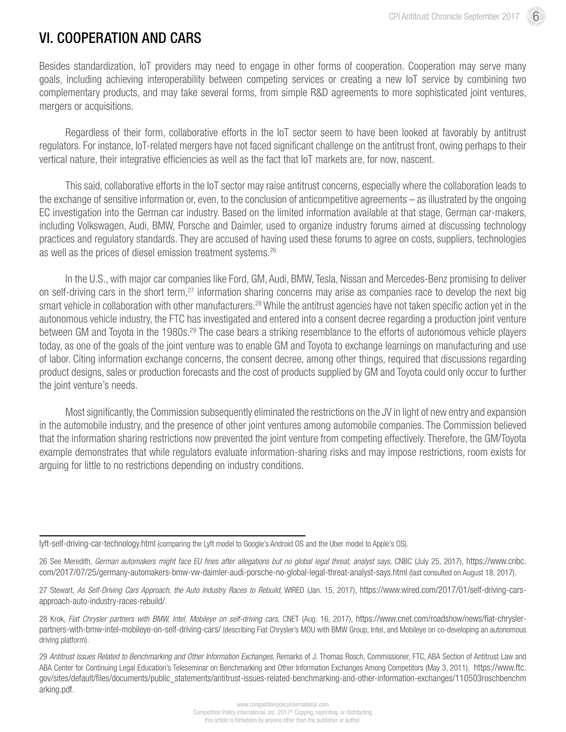## VI. COOPERATION AND CARS

Besides standardization, IoT providers may need to engage in other forms of cooperation. Cooperation may serve many goals, including achieving interoperability between competing services or creating a new IoT service by combining two complementary products, and may take several forms, from simple R&D agreements to more sophisticated joint ventures, mergers or acquisitions.

Regardless of their form, collaborative efforts in the IoT sector seem to have been looked at favorably by antitrust regulators. For instance, IoT-related mergers have not faced significant challenge on the antitrust front, owing perhaps to their vertical nature, their integrative efficiencies as well as the fact that IoT markets are, for now, nascent.

This said, collaborative efforts in the IoT sector may raise antitrust concerns, especially where the collaboration leads to the exchange of sensitive information or, even, to the conclusion of anticompetitive agreements – as illustrated by the ongoing EC investigation into the German car industry. Based on the limited information available at that stage, German car-makers, including Volkswagen, Audi, BMW, Porsche and Daimler, used to organize industry forums aimed at discussing technology practices and regulatory standards. They are accused of having used these forums to agree on costs, suppliers, technologies as well as the prices of diesel emission treatment systems.[26]

In the U.S., with major car companies like Ford, GM, Audi, BMW, Tesla, Nissan and Mercedes-Benz promising to deliver on self-driving cars in the short term,[27] information sharing concerns may arise as companies race to develop the next big smart vehicle in collaboration with other manufacturers.[28] While the antitrust agencies have not taken specific action yet in the autonomous vehicle industry, the FTC has investigated and entered into a consent decree regarding a production joint venture between GM and Toyota in the 1980s.[29] The case bears a striking resemblance to the efforts of autonomous vehicle players today, as one of the goals of the joint venture was to enable GM and Toyota to exchange learnings on manufacturing and use of labor. Citing information exchange concerns, the consent decree, among other things, required that discussions regarding product designs, sales or production forecasts and the cost of products supplied by GM and Toyota could only occur to further the joint venture's needs.

Most significantly, the Commission subsequently eliminated the restrictions on the JV in light of new entry and expansion in the automobile industry, and the presence of other joint ventures among automobile companies. The Commission believed that the information sharing restrictions now prevented the joint venture from competing effectively. Therefore, the GM/Toyota example demonstrates that while regulators evaluate information-sharing risks and may impose restrictions, room exists for arguing for little to no restrictions depending on industry conditions.

---

lyft-self-driving-car-technology.html (comparing the Lyft model to Google's Android OS and the Uber model to Apple's OS).

26 See Meredith, *German automakers might face EU fines after allegations but no global legal threat, analyst says*, CNBC (July 25, 2017), https://www.cnbc.com/2017/07/25/germany-automakers-bmw-vw-daimler-audi-porsche-no-global-legal-threat-analyst-says.html (last consulted on August 18, 2017).

27 Stewart, *As Self-Driving Cars Approach, the Auto Industry Races to Rebuild*, WIRED (Jan. 15, 2017), https://www.wired.com/2017/01/self-driving-cars-approach-auto-industry-races-rebuild/.

28 Krok, *Fiat Chrysler partners with BMW, Intel, Mobileye on self-driving cars,* CNET (Aug. 16, 2017), https://www.cnet.com/roadshow/news/fiat-chrysler-partners-with-bmw-intel-mobileye-on-self-driving-cars/ (describing Fiat Chrysler's MOU with BMW Group, Intel, and Mobileye on co-developing an autonomous driving platform).

29 *Antitrust Issues Related to Benchmarking and Other Information Exchanges*, Remarks of J. Thomas Rosch, Commissioner, FTC, ABA Section of Antitrust Law and ABA Center for Continuing Legal Education's Teleseminar on Benchmarking and Other Information Exchanges Among Competitors (May 3, 2011), https://www.ftc.gov/sites/default/files/documents/public_statements/antitrust-issues-related-benchmarking-and-other-information-exchanges/110503roschbenchmarking.pdf.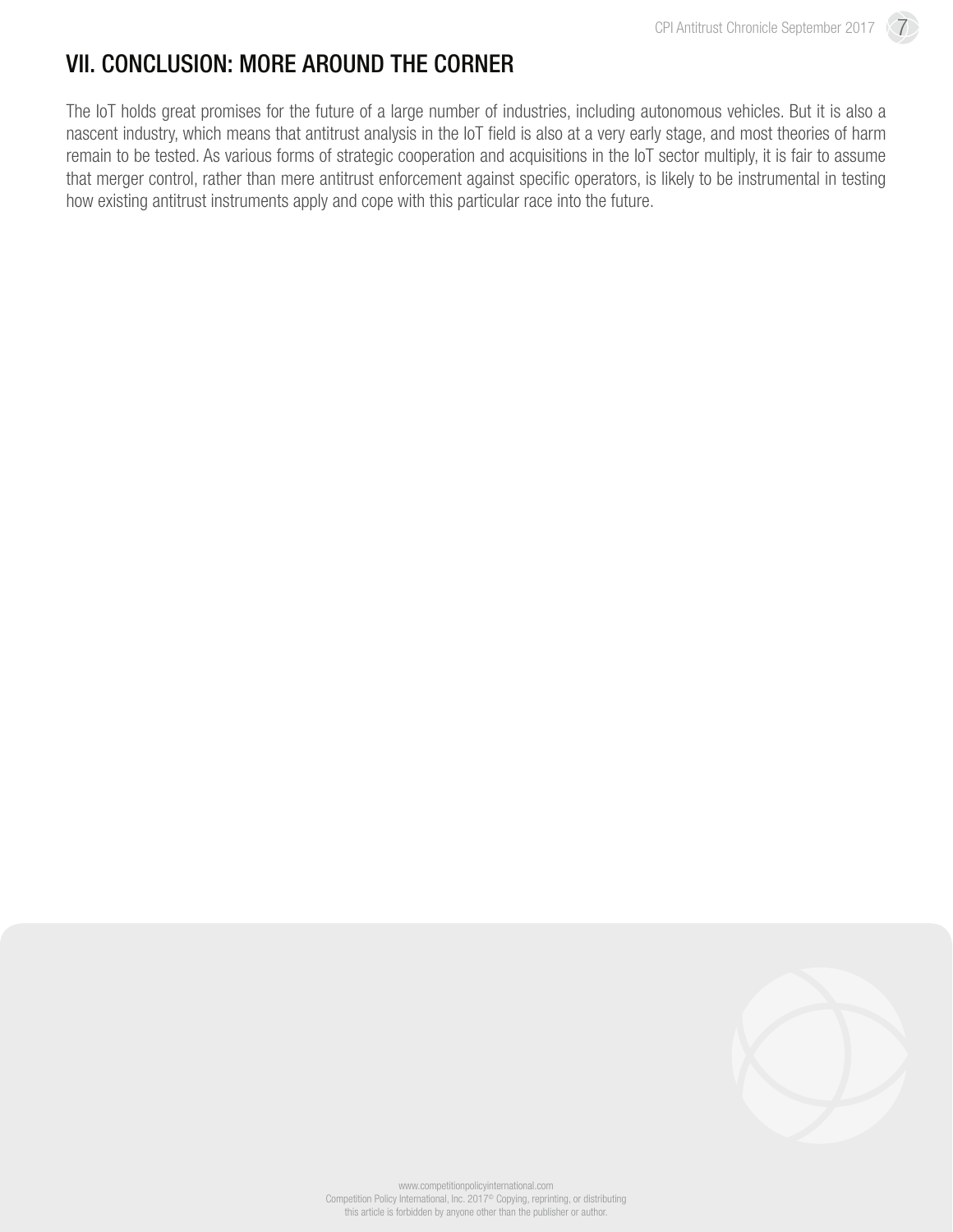## VII. CONCLUSION: MORE AROUND THE CORNER

The IoT holds great promises for the future of a large number of industries, including autonomous vehicles. But it is also a nascent industry, which means that antitrust analysis in the IoT field is also at a very early stage, and most theories of harm remain to be tested. As various forms of strategic cooperation and acquisitions in the IoT sector multiply, it is fair to assume that merger control, rather than mere antitrust enforcement against specific operators, is likely to be instrumental in testing how existing antitrust instruments apply and cope with this particular race into the future.